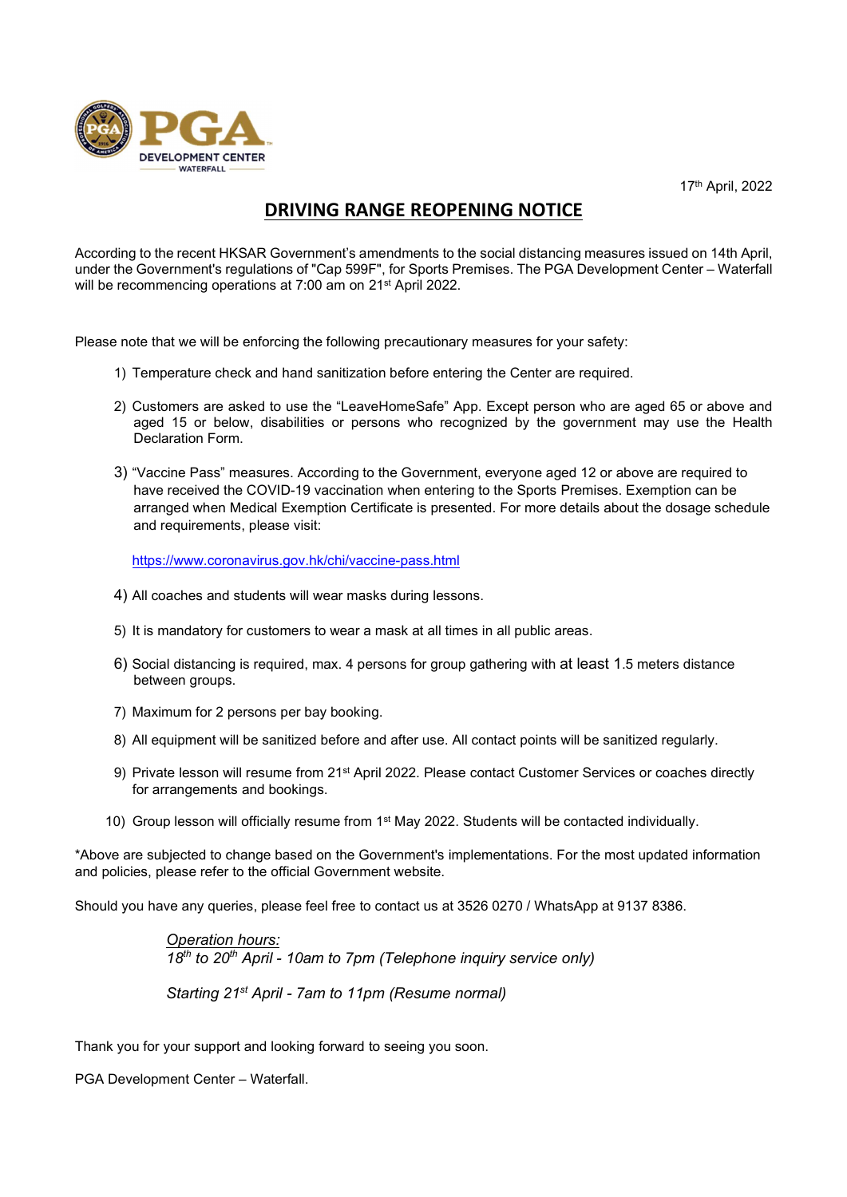PGA DEVELOPMENT CENTER WATERFALL

17th April, 2022

# DRIVING RANGE REOPENING NOTICE

According to the recent HKSAR Government's amendments to the social distancing measures issued on 14th April, under the Government's regulations of "Cap 599F", for Sports Premises. The PGA Development Center – Waterfall will be recommencing operations at 7:00 am on 21st April 2022.

Please note that we will be enforcing the following precautionary measures for your safety:

1) Temperature check and hand sanitization before entering the Center are required.
2) Customers are asked to use the "LeaveHomeSafe" App. Except person who are aged 65 or above and aged 15 or below, disabilities or persons who recognized by the government may use the Health Declaration Form.
3) "Vaccine Pass" measures. According to the Government, everyone aged 12 or above are required to have received the COVID-19 vaccination when entering to the Sports Premises. Exemption can be arranged when Medical Exemption Certificate is presented. For more details about the dosage schedule and requirements, please visit:

   https://www.coronavirus.gov.hk/chi/vaccine-pass.html

4) All coaches and students will wear masks during lessons.
5) It is mandatory for customers to wear a mask at all times in all public areas.
6) Social distancing is required, max. 4 persons for group gathering with at least 1.5 meters distance between groups.
7) Maximum for 2 persons per bay booking.
8) All equipment will be sanitized before and after use. All contact points will be sanitized regularly.
9) Private lesson will resume from 21st April 2022. Please contact Customer Services or coaches directly for arrangements and bookings.
10) Group lesson will officially resume from 1st May 2022. Students will be contacted individually.

*Above are subjected to change based on the Government's implementations. For the most updated information and policies, please refer to the official Government website.

Should you have any queries, please feel free to contact us at 3526 0270 / WhatsApp at 9137 8386.

*Operation hours:*
*18th to 20th April - 10am to 7pm (Telephone inquiry service only)*

*Starting 21st April - 7am to 11pm (Resume normal)*

Thank you for your support and looking forward to seeing you soon.

PGA Development Center – Waterfall.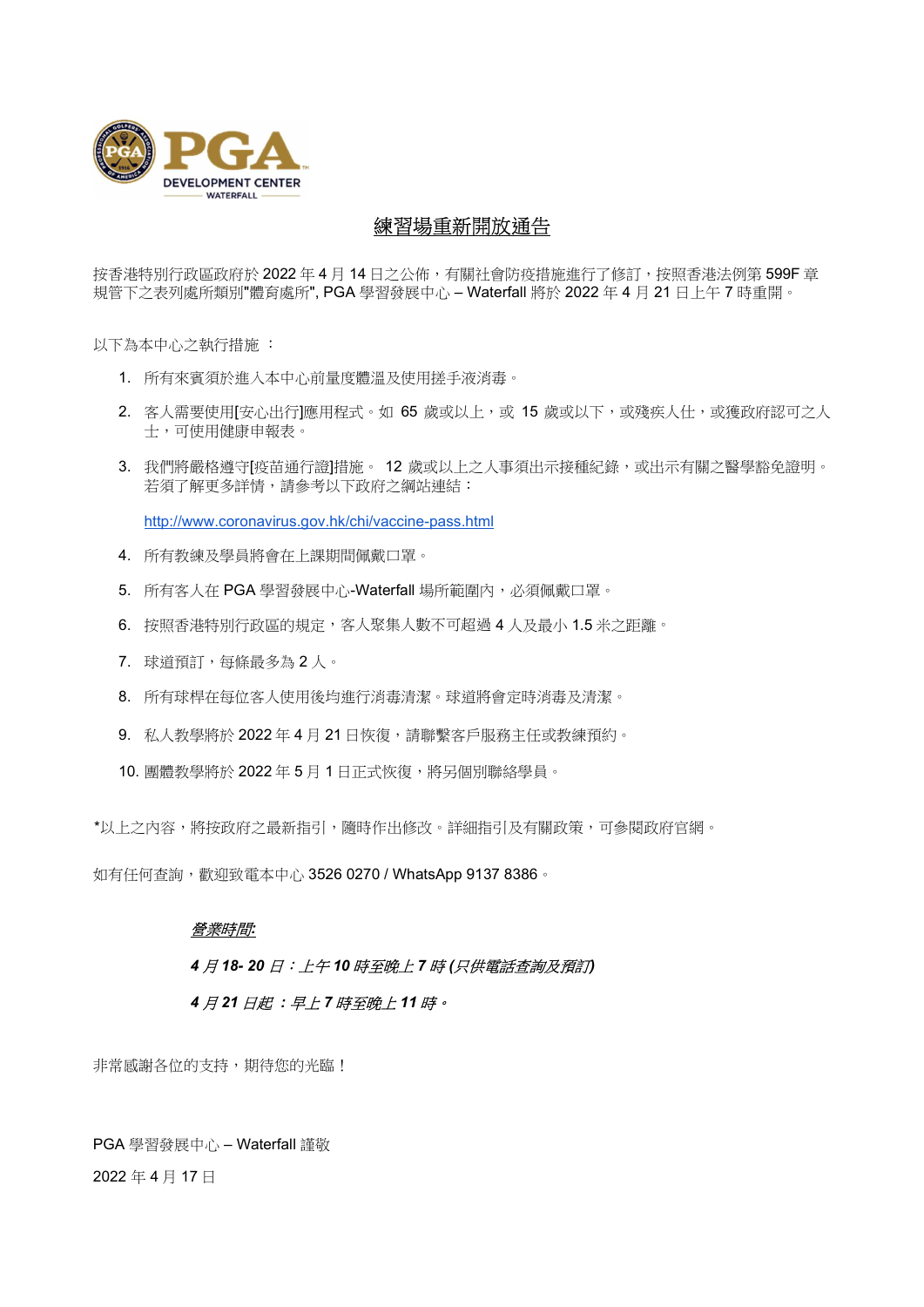# 練習場重新開放通告

按香港特別行政區政府於 2022 年 4 月 14 日之公佈，有關社會防疫措施進行了修訂，按照香港法例第 599F 章規管下之表列處所類別"體育處所", PGA 學習發展中心 – Waterfall 將於 2022 年 4 月 21 日上午 7 時重開。

以下為本中心之執行措施 ：

1. 所有來賓須於進入本中心前量度體溫及使用搓手液消毒。
2. 客人需要使用[安心出行]應用程式。如 65 歲或以上，或 15 歲或以下，或殘疾人仕，或獲政府認可之人士，可使用健康申報表。
3. 我們將嚴格遵守[疫苗通行證]措施。 12 歲或以上之人事須出示接種紀錄，或出示有關之醫學豁免證明。若須了解更多詳情，請參考以下政府之網站連結：

   http://www.coronavirus.gov.hk/chi/vaccine-pass.html

4. 所有教練及學員將會在上課期間佩戴口罩。
5. 所有客人在 PGA 學習發展中心-Waterfall 場所範圍內，必須佩戴口罩。
6. 按照香港特別行政區的規定，客人聚集人數不可超過 4 人及最小 1.5 米之距離。
7. 球道預訂，每條最多為 2 人。
8. 所有球桿在每位客人使用後均進行消毒清潔。球道將會定時消毒及清潔。
9. 私人教學將於 2022 年 4 月 21 日恢復，請聯繫客戶服務主任或教練預約。
10. 團體教學將於 2022 年 5 月 1 日正式恢復，將另個別聯絡學員。

*以上之內容，將按政府之最新指引，隨時作出修改。詳細指引及有關政策，可參閱政府官網。

如有任何查詢，歡迎致電本中心 3526 0270 / WhatsApp 9137 8386。

***營業時間:***

***4 月 18- 20 日：上午 10 時至晚上 7 時 (只供電話查詢及預訂)***

***4 月 21 日起 ：早上 7 時至晚上 11 時。***

非常感謝各位的支持，期待您的光臨！

PGA 學習發展中心 – Waterfall 謹敬

2022 年 4 月 17 日